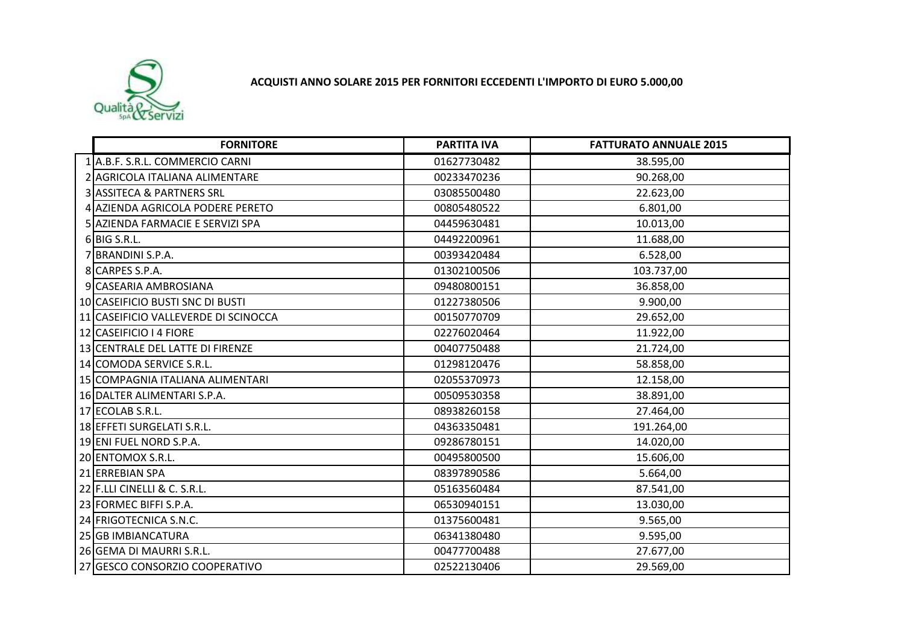# ACQUISTI ANNO SOLARE 2015 PER FORNITORI ECCEDENTI L'IMPORTO DI EURO 5.000,00

| | FORNITORE | PARTITA IVA | FATTURATO ANNUALE 2015 |
|---|---|---|---|
| 1 | A.B.F. S.R.L. COMMERCIO CARNI | 01627730482 | 38.595,00 |
| 2 | AGRICOLA ITALIANA ALIMENTARE | 00233470236 | 90.268,00 |
| 3 | ASSITECA & PARTNERS SRL | 03085500480 | 22.623,00 |
| 4 | AZIENDA AGRICOLA PODERE PERETO | 00805480522 | 6.801,00 |
| 5 | AZIENDA FARMACIE E SERVIZI SPA | 04459630481 | 10.013,00 |
| 6 | BIG S.R.L. | 04492200961 | 11.688,00 |
| 7 | BRANDINI S.P.A. | 00393420484 | 6.528,00 |
| 8 | CARPES S.P.A. | 01302100506 | 103.737,00 |
| 9 | CASEARIA AMBROSIANA | 09480800151 | 36.858,00 |
| 10 | CASEIFICIO BUSTI SNC DI BUSTI | 01227380506 | 9.900,00 |
| 11 | CASEIFICIO VALLEVERDE DI SCINOCCA | 00150770709 | 29.652,00 |
| 12 | CASEIFICIO I 4 FIORE | 02276020464 | 11.922,00 |
| 13 | CENTRALE DEL LATTE DI FIRENZE | 00407750488 | 21.724,00 |
| 14 | COMODA SERVICE S.R.L. | 01298120476 | 58.858,00 |
| 15 | COMPAGNIA ITALIANA ALIMENTARI | 02055370973 | 12.158,00 |
| 16 | DALTER ALIMENTARI S.P.A. | 00509530358 | 38.891,00 |
| 17 | ECOLAB S.R.L. | 08938260158 | 27.464,00 |
| 18 | EFFETI SURGELATI S.R.L. | 04363350481 | 191.264,00 |
| 19 | ENI FUEL NORD S.P.A. | 09286780151 | 14.020,00 |
| 20 | ENTOMOX S.R.L. | 00495800500 | 15.606,00 |
| 21 | ERREBIAN SPA | 08397890586 | 5.664,00 |
| 22 | F.LLI CINELLI & C. S.R.L. | 05163560484 | 87.541,00 |
| 23 | FORMEC BIFFI S.P.A. | 06530940151 | 13.030,00 |
| 24 | FRIGOTECNICA S.N.C. | 01375600481 | 9.565,00 |
| 25 | GB IMBIANCATURA | 06341380480 | 9.595,00 |
| 26 | GEMA DI MAURRI S.R.L. | 00477700488 | 27.677,00 |
| 27 | GESCO CONSORZIO COOPERATIVO | 02522130406 | 29.569,00 |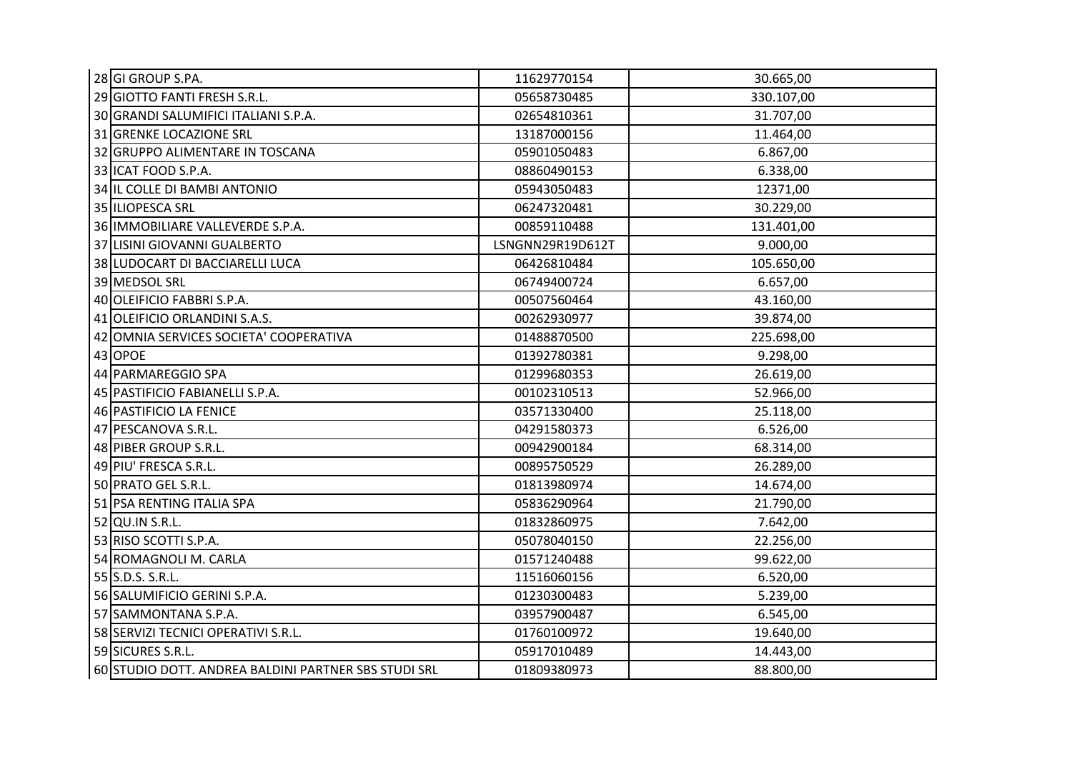| | | | |
|---|---|---|---|
| 28 | GI GROUP S.PA. | 11629770154 | 30.665,00 |
| 29 | GIOTTO FANTI FRESH S.R.L. | 05658730485 | 330.107,00 |
| 30 | GRANDI SALUMIFICI ITALIANI S.P.A. | 02654810361 | 31.707,00 |
| 31 | GRENKE LOCAZIONE SRL | 13187000156 | 11.464,00 |
| 32 | GRUPPO ALIMENTARE IN TOSCANA | 05901050483 | 6.867,00 |
| 33 | ICAT FOOD S.P.A. | 08860490153 | 6.338,00 |
| 34 | IL COLLE DI BAMBI ANTONIO | 05943050483 | 12371,00 |
| 35 | ILIOPESCA SRL | 06247320481 | 30.229,00 |
| 36 | IMMOBILIARE VALLEVERDE S.P.A. | 00859110488 | 131.401,00 |
| 37 | LISINI GIOVANNI GUALBERTO | LSNGNN29R19D612T | 9.000,00 |
| 38 | LUDOCART DI BACCIARELLI LUCA | 06426810484 | 105.650,00 |
| 39 | MEDSOL SRL | 06749400724 | 6.657,00 |
| 40 | OLEIFICIO FABBRI S.P.A. | 00507560464 | 43.160,00 |
| 41 | OLEIFICIO ORLANDINI S.A.S. | 00262930977 | 39.874,00 |
| 42 | OMNIA SERVICES SOCIETA' COOPERATIVA | 01488870500 | 225.698,00 |
| 43 | OPOE | 01392780381 | 9.298,00 |
| 44 | PARMAREGGIO SPA | 01299680353 | 26.619,00 |
| 45 | PASTIFICIO FABIANELLI S.P.A. | 00102310513 | 52.966,00 |
| 46 | PASTIFICIO LA FENICE | 03571330400 | 25.118,00 |
| 47 | PESCANOVA S.R.L. | 04291580373 | 6.526,00 |
| 48 | PIBER GROUP S.R.L. | 00942900184 | 68.314,00 |
| 49 | PIU' FRESCA S.R.L. | 00895750529 | 26.289,00 |
| 50 | PRATO GEL S.R.L. | 01813980974 | 14.674,00 |
| 51 | PSA RENTING ITALIA SPA | 05836290964 | 21.790,00 |
| 52 | QU.IN S.R.L. | 01832860975 | 7.642,00 |
| 53 | RISO SCOTTI S.P.A. | 05078040150 | 22.256,00 |
| 54 | ROMAGNOLI M. CARLA | 01571240488 | 99.622,00 |
| 55 | S.D.S. S.R.L. | 11516060156 | 6.520,00 |
| 56 | SALUMIFICIO GERINI S.P.A. | 01230300483 | 5.239,00 |
| 57 | SAMMONTANA S.P.A. | 03957900487 | 6.545,00 |
| 58 | SERVIZI TECNICI OPERATIVI S.R.L. | 01760100972 | 19.640,00 |
| 59 | SICURES S.R.L. | 05917010489 | 14.443,00 |
| 60 | STUDIO DOTT. ANDREA BALDINI PARTNER SBS STUDI SRL | 01809380973 | 88.800,00 |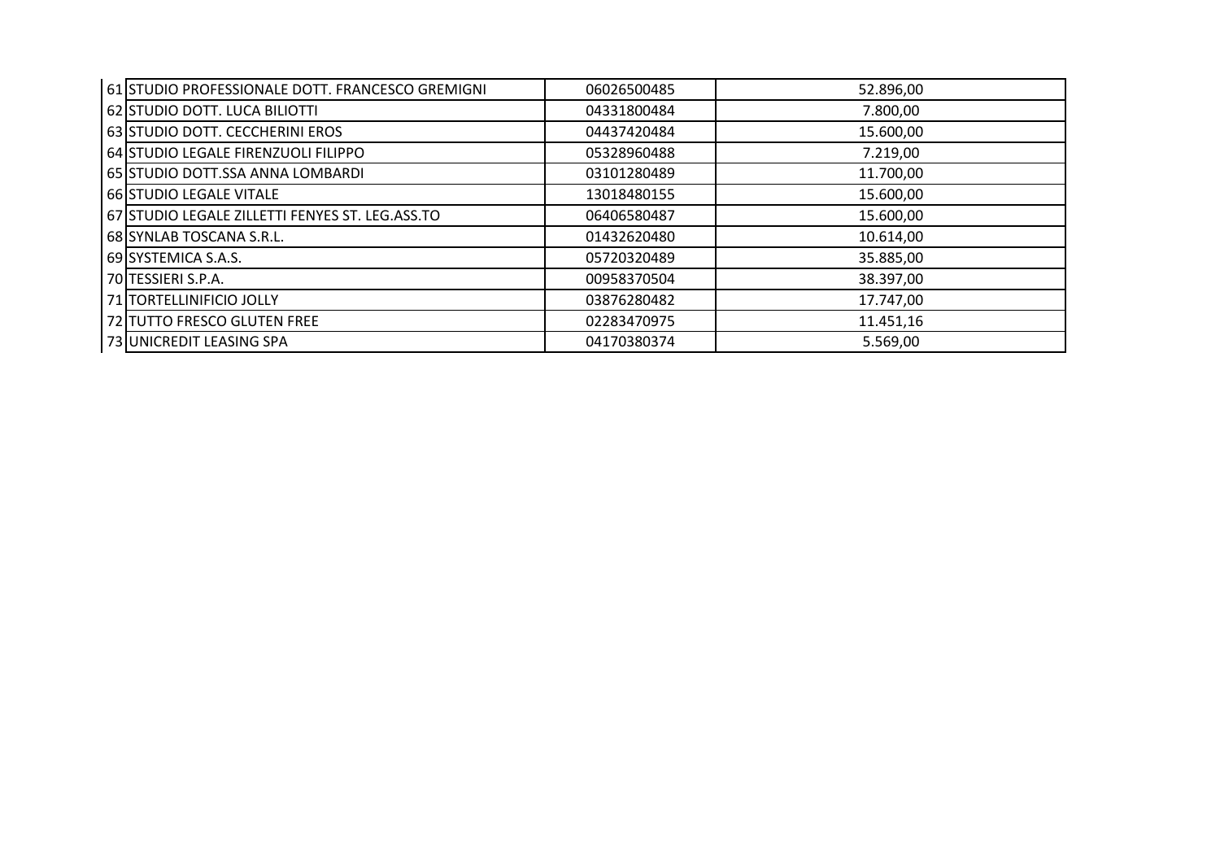| | | | |
|---|---|---|---|
| 61 | STUDIO PROFESSIONALE DOTT. FRANCESCO GREMIGNI | 06026500485 | 52.896,00 |
| 62 | STUDIO DOTT. LUCA BILIOTTI | 04331800484 | 7.800,00 |
| 63 | STUDIO DOTT. CECCHERINI EROS | 04437420484 | 15.600,00 |
| 64 | STUDIO LEGALE FIRENZUOLI FILIPPO | 05328960488 | 7.219,00 |
| 65 | STUDIO DOTT.SSA ANNA LOMBARDI | 03101280489 | 11.700,00 |
| 66 | STUDIO LEGALE VITALE | 13018480155 | 15.600,00 |
| 67 | STUDIO LEGALE ZILLETTI FENYES ST. LEG.ASS.TO | 06406580487 | 15.600,00 |
| 68 | SYNLAB TOSCANA S.R.L. | 01432620480 | 10.614,00 |
| 69 | SYSTEMICA S.A.S. | 05720320489 | 35.885,00 |
| 70 | TESSIERI S.P.A. | 00958370504 | 38.397,00 |
| 71 | TORTELLINIFICIO JOLLY | 03876280482 | 17.747,00 |
| 72 | TUTTO FRESCO GLUTEN FREE | 02283470975 | 11.451,16 |
| 73 | UNICREDIT LEASING SPA | 04170380374 | 5.569,00 |